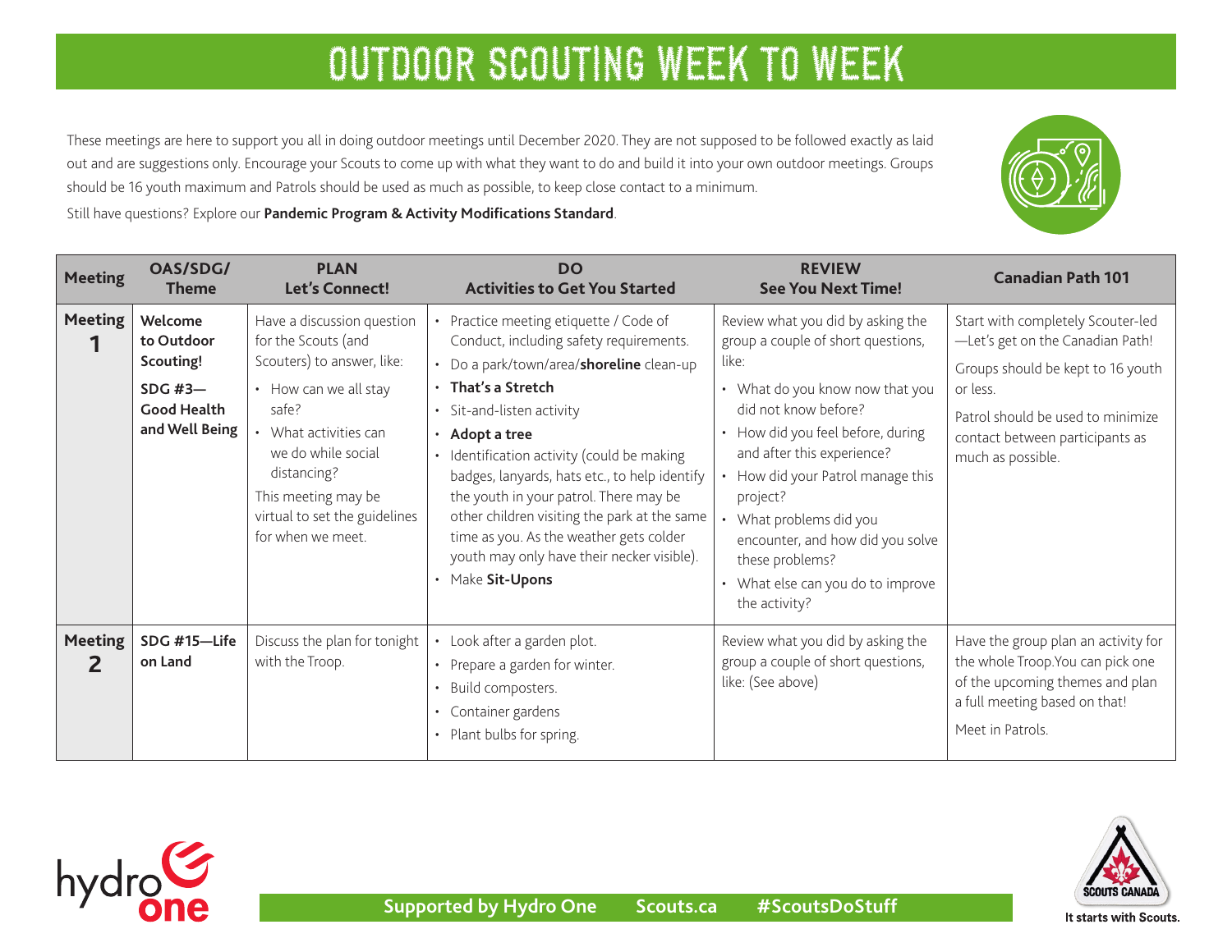# OUTDOOR SCOUTING WEEK TO WEEK

These meetings are here to support you all in doing outdoor meetings until December 2020. They are not supposed to be followed exactly as laid out and are suggestions only. Encourage your Scouts to come up with what they want to do and build it into your own outdoor meetings. Groups should be 16 youth maximum and Patrols should be used as much as possible, to keep close contact to a minimum.

Still have questions? Explore our **Pandemic Program & Activity Modifications Standard**.

| Meeting | OAS/SDG/ Theme | PLAN Let's Connect! | DO Activities to Get You Started | REVIEW See You Next Time! | Canadian Path 101 |
|---|---|---|---|---|---|
| **Meeting 1** | **Welcome to Outdoor Scouting!** **SDG #3—Good Health and Well Being** | Have a discussion question for the Scouts (and Scouters) to answer, like: • How can we all stay safe? • What activities can we do while social distancing? This meeting may be virtual to set the guidelines for when we meet. | • Practice meeting etiquette / Code of Conduct, including safety requirements. • Do a park/town/area/**shoreline** clean-up • **That's a Stretch** • Sit-and-listen activity • **Adopt a tree** • Identification activity (could be making badges, lanyards, hats etc., to help identify the youth in your patrol. There may be other children visiting the park at the same time as you. As the weather gets colder youth may only have their necker visible). • Make **Sit-Upons** | Review what you did by asking the group a couple of short questions, like: • What do you know now that you did not know before? • How did you feel before, during and after this experience? • How did your Patrol manage this project? • What problems did you encounter, and how did you solve these problems? • What else can you do to improve the activity? | Start with completely Scouter-led—Let's get on the Canadian Path! Groups should be kept to 16 youth or less. Patrol should be used to minimize contact between participants as much as possible. |
| **Meeting 2** | **SDG #15—Life on Land** | Discuss the plan for tonight with the Troop. | • Look after a garden plot. • Prepare a garden for winter. • Build composters. • Container gardens • Plant bulbs for spring. | Review what you did by asking the group a couple of short questions, like: (See above) | Have the group plan an activity for the whole Troop.You can pick one of the upcoming themes and plan a full meeting based on that! Meet in Patrols. |

**Supported by Hydro One** **Scouts.ca** **#ScoutsDoStuff**

It starts with Scouts.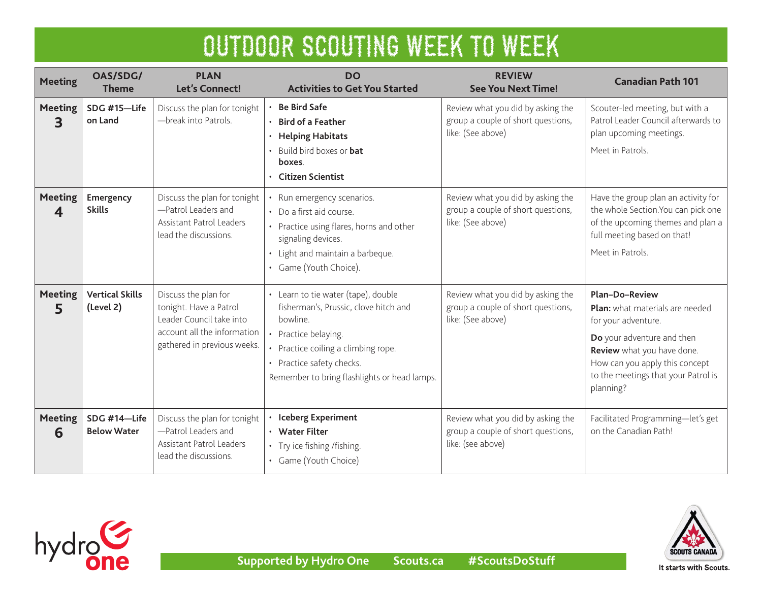# OUTDOOR SCOUTING WEEK TO WEEK

| Meeting | OAS/SDG/ Theme | PLAN Let's Connect! | DO Activities to Get You Started | REVIEW See You Next Time! | Canadian Path 101 |
|---|---|---|---|---|---|
| **Meeting 3** | **SDG #15—Life on Land** | Discuss the plan for tonight—break into Patrols. | • **Be Bird Safe**<br>• **Bird of a Feather**<br>• **Helping Habitats**<br>• Build bird boxes or **bat boxes**.<br>• **Citizen Scientist** | Review what you did by asking the group a couple of short questions, like: (See above) | Scouter-led meeting, but with a Patrol Leader Council afterwards to plan upcoming meetings.<br>Meet in Patrols. |
| **Meeting 4** | **Emergency Skills** | Discuss the plan for tonight—Patrol Leaders and Assistant Patrol Leaders lead the discussions. | • Run emergency scenarios.<br>• Do a first aid course.<br>• Practice using flares, horns and other signaling devices.<br>• Light and maintain a barbeque.<br>• Game (Youth Choice). | Review what you did by asking the group a couple of short questions, like: (See above) | Have the group plan an activity for the whole Section.You can pick one of the upcoming themes and plan a full meeting based on that!<br>Meet in Patrols. |
| **Meeting 5** | **Vertical Skills (Level 2)** | Discuss the plan for tonight. Have a Patrol Leader Council take into account all the information gathered in previous weeks. | • Learn to tie water (tape), double fisherman's, Prussic, clove hitch and bowline.<br>• Practice belaying.<br>• Practice coiling a climbing rope.<br>• Practice safety checks.<br>Remember to bring flashlights or head lamps. | Review what you did by asking the group a couple of short questions, like: (See above) | **Plan–Do–Review**<br>**Plan:** what materials are needed for your adventure.<br>**Do** your adventure and then **Review** what you have done. How can you apply this concept to the meetings that your Patrol is planning? |
| **Meeting 6** | **SDG #14—Life Below Water** | Discuss the plan for tonight—Patrol Leaders and Assistant Patrol Leaders lead the discussions. | • **Iceberg Experiment**<br>• **Water Filter**<br>• Try ice fishing /fishing.<br>• Game (Youth Choice) | Review what you did by asking the group a couple of short questions, like: (see above) | Facilitated Programming—let's get on the Canadian Path! |

Supported by Hydro One    Scouts.ca    #ScoutsDoStuff

It starts with Scouts.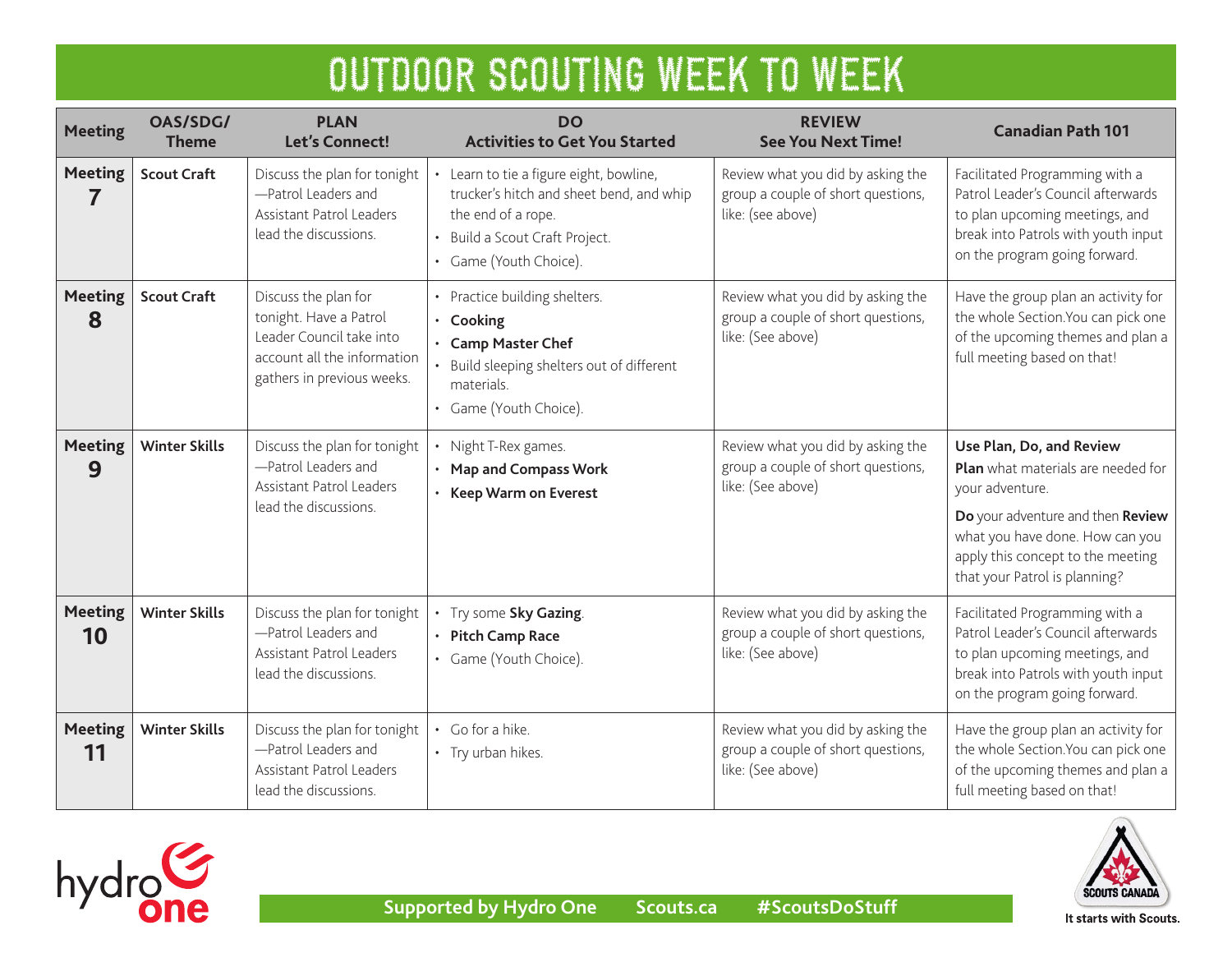# OUTDOOR SCOUTING WEEK TO WEEK

| Meeting | OAS/SDG/ Theme | PLAN Let's Connect! | DO Activities to Get You Started | REVIEW See You Next Time! | Canadian Path 101 |
| --- | --- | --- | --- | --- | --- |
| **Meeting 7** | **Scout Craft** | Discuss the plan for tonight—Patrol Leaders and Assistant Patrol Leaders lead the discussions. | • Learn to tie a figure eight, bowline, trucker's hitch and sheet bend, and whip the end of a rope. <br> • Build a Scout Craft Project. <br> • Game (Youth Choice). | Review what you did by asking the group a couple of short questions, like: (see above) | Facilitated Programming with a Patrol Leader's Council afterwards to plan upcoming meetings, and break into Patrols with youth input on the program going forward. |
| **Meeting 8** | **Scout Craft** | Discuss the plan for tonight. Have a Patrol Leader Council take into account all the information gathers in previous weeks. | • Practice building shelters. <br> • **Cooking** <br> • **Camp Master Chef** <br> • Build sleeping shelters out of different materials. <br> • Game (Youth Choice). | Review what you did by asking the group a couple of short questions, like: (See above) | Have the group plan an activity for the whole Section.You can pick one of the upcoming themes and plan a full meeting based on that! |
| **Meeting 9** | **Winter Skills** | Discuss the plan for tonight—Patrol Leaders and Assistant Patrol Leaders lead the discussions. | • Night T-Rex games. <br> • **Map and Compass Work** <br> • **Keep Warm on Everest** | Review what you did by asking the group a couple of short questions, like: (See above) | **Use Plan, Do, and Review** <br> **Plan** what materials are needed for your adventure. <br> **Do** your adventure and then **Review** what you have done. How can you apply this concept to the meeting that your Patrol is planning? |
| **Meeting 10** | **Winter Skills** | Discuss the plan for tonight—Patrol Leaders and Assistant Patrol Leaders lead the discussions. | • Try some **Sky Gazing**. <br> • **Pitch Camp Race** <br> • Game (Youth Choice). | Review what you did by asking the group a couple of short questions, like: (See above) | Facilitated Programming with a Patrol Leader's Council afterwards to plan upcoming meetings, and break into Patrols with youth input on the program going forward. |
| **Meeting 11** | **Winter Skills** | Discuss the plan for tonight—Patrol Leaders and Assistant Patrol Leaders lead the discussions. | • Go for a hike. <br> • Try urban hikes. | Review what you did by asking the group a couple of short questions, like: (See above) | Have the group plan an activity for the whole Section.You can pick one of the upcoming themes and plan a full meeting based on that! |

**Supported by Hydro One** **Scouts.ca** **#ScoutsDoStuff**

It starts with Scouts.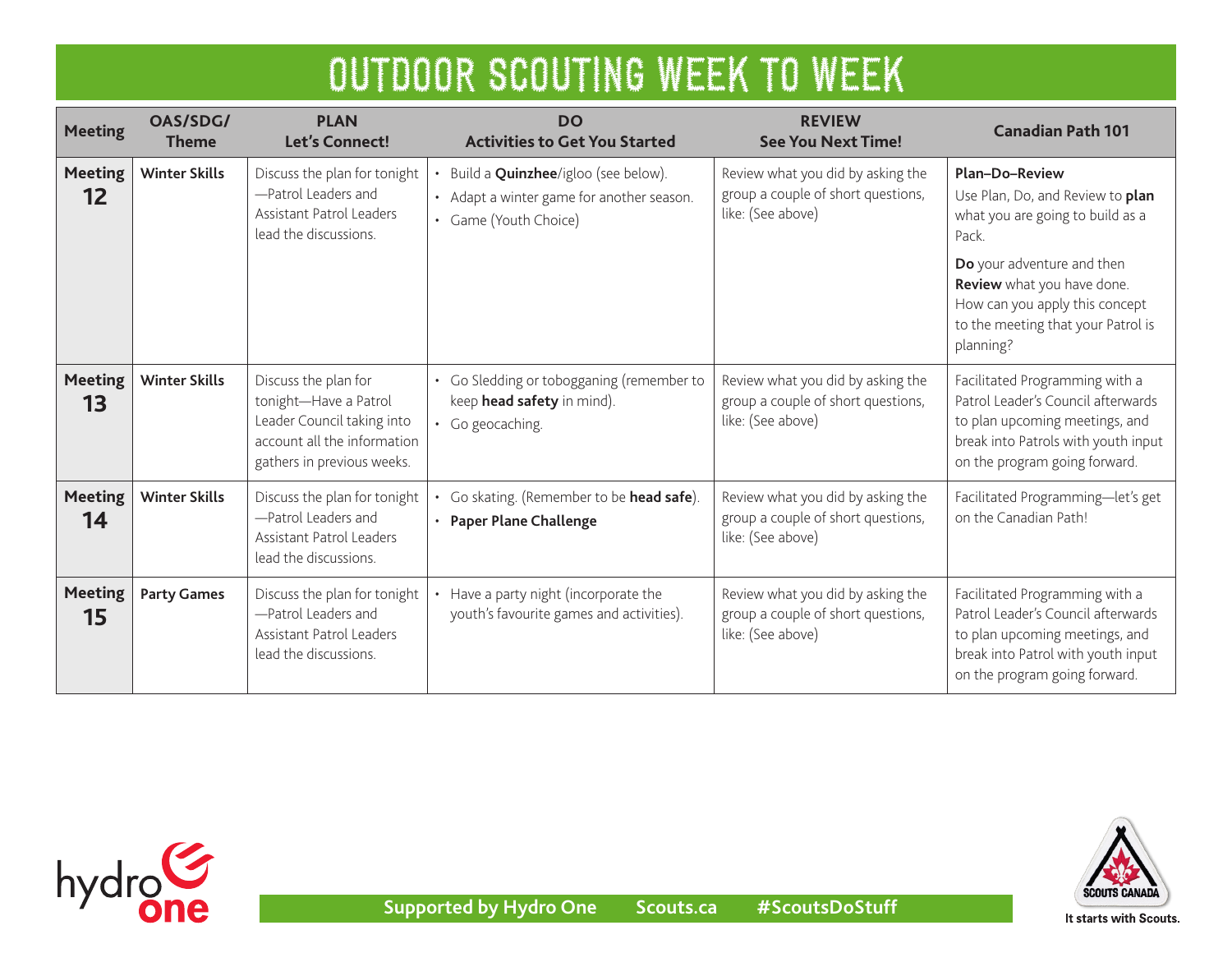# OUTDOOR SCOUTING WEEK TO WEEK

| Meeting | OAS/SDG/ Theme | PLAN Let's Connect! | DO Activities to Get You Started | REVIEW See You Next Time! | Canadian Path 101 |
|---|---|---|---|---|---|
| **Meeting 12** | **Winter Skills** | Discuss the plan for tonight—Patrol Leaders and Assistant Patrol Leaders lead the discussions. | • Build a **Quinzhee**/igloo (see below).<br>• Adapt a winter game for another season.<br>• Game (Youth Choice) | Review what you did by asking the group a couple of short questions, like: (See above) | **Plan–Do–Review**<br>Use Plan, Do, and Review to **plan** what you are going to build as a Pack.<br>**Do** your adventure and then **Review** what you have done. How can you apply this concept to the meeting that your Patrol is planning? |
| **Meeting 13** | **Winter Skills** | Discuss the plan for tonight—Have a Patrol Leader Council taking into account all the information gathers in previous weeks. | • Go Sledding or tobogganing (remember to keep **head safety** in mind).<br>• Go geocaching. | Review what you did by asking the group a couple of short questions, like: (See above) | Facilitated Programming with a Patrol Leader's Council afterwards to plan upcoming meetings, and break into Patrols with youth input on the program going forward. |
| **Meeting 14** | **Winter Skills** | Discuss the plan for tonight—Patrol Leaders and Assistant Patrol Leaders lead the discussions. | • Go skating. (Remember to be **head safe**).<br>• **Paper Plane Challenge** | Review what you did by asking the group a couple of short questions, like: (See above) | Facilitated Programming—let's get on the Canadian Path! |
| **Meeting 15** | **Party Games** | Discuss the plan for tonight—Patrol Leaders and Assistant Patrol Leaders lead the discussions. | • Have a party night (incorporate the youth's favourite games and activities). | Review what you did by asking the group a couple of short questions, like: (See above) | Facilitated Programming with a Patrol Leader's Council afterwards to plan upcoming meetings, and break into Patrol with youth input on the program going forward. |

Supported by Hydro One Scouts.ca #ScoutsDoStuff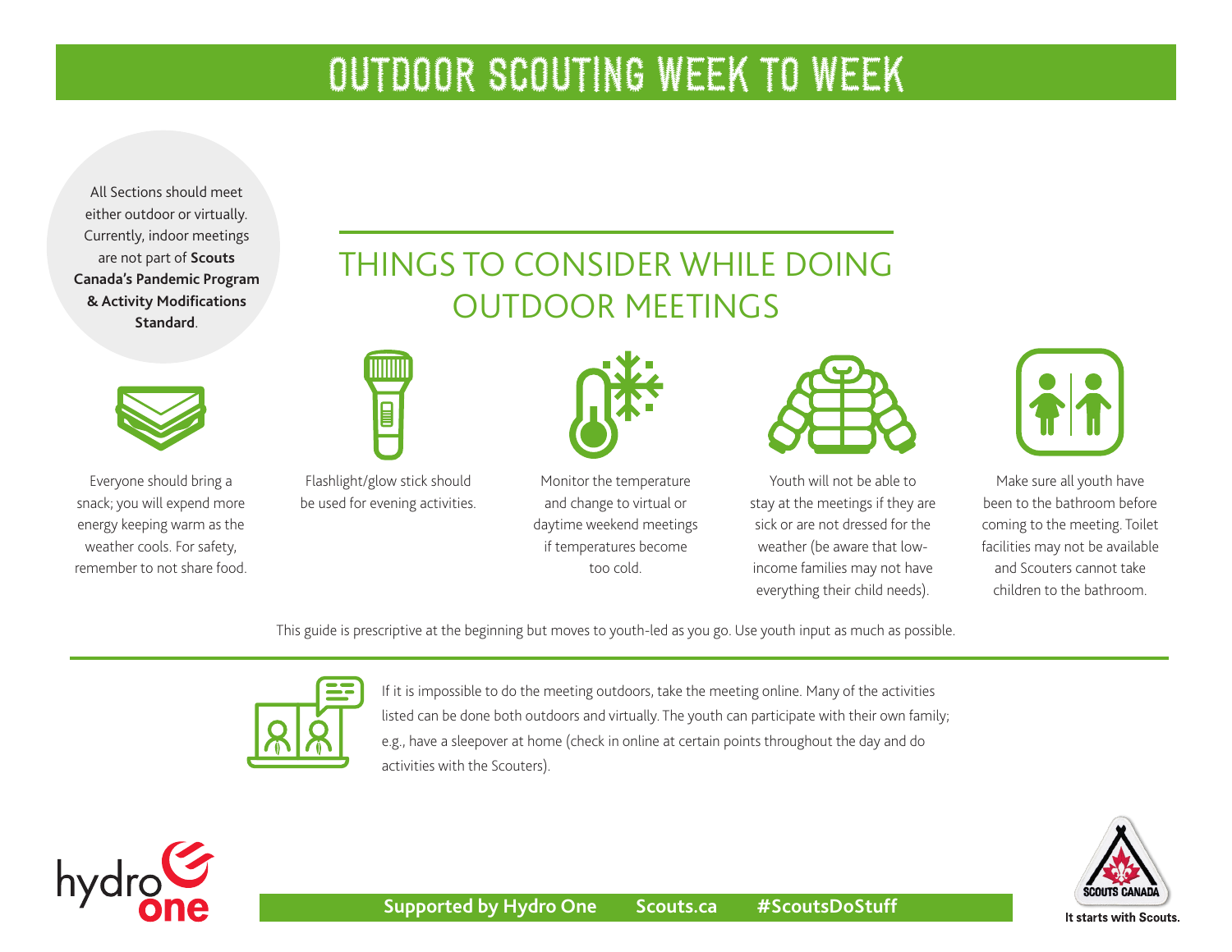# OUTDOOR SCOUTING WEEK TO WEEK

All Sections should meet either outdoor or virtually. Currently, indoor meetings are not part of **Scouts Canada's Pandemic Program & Activity Modifications Standard**.

## THINGS TO CONSIDER WHILE DOING OUTDOOR MEETINGS

Everyone should bring a snack; you will expend more energy keeping warm as the weather cools. For safety, remember to not share food.

Flashlight/glow stick should be used for evening activities.

Monitor the temperature and change to virtual or daytime weekend meetings if temperatures become too cold.

Youth will not be able to stay at the meetings if they are sick or are not dressed for the weather (be aware that low-income families may not have everything their child needs).

Make sure all youth have been to the bathroom before coming to the meeting. Toilet facilities may not be available and Scouters cannot take children to the bathroom.

This guide is prescriptive at the beginning but moves to youth-led as you go. Use youth input as much as possible.

If it is impossible to do the meeting outdoors, take the meeting online. Many of the activities listed can be done both outdoors and virtually. The youth can participate with their own family; e.g., have a sleepover at home (check in online at certain points throughout the day and do activities with the Scouters).

**Supported by Hydro One** **Scouts.ca** **#ScoutsDoStuff**

It starts with Scouts.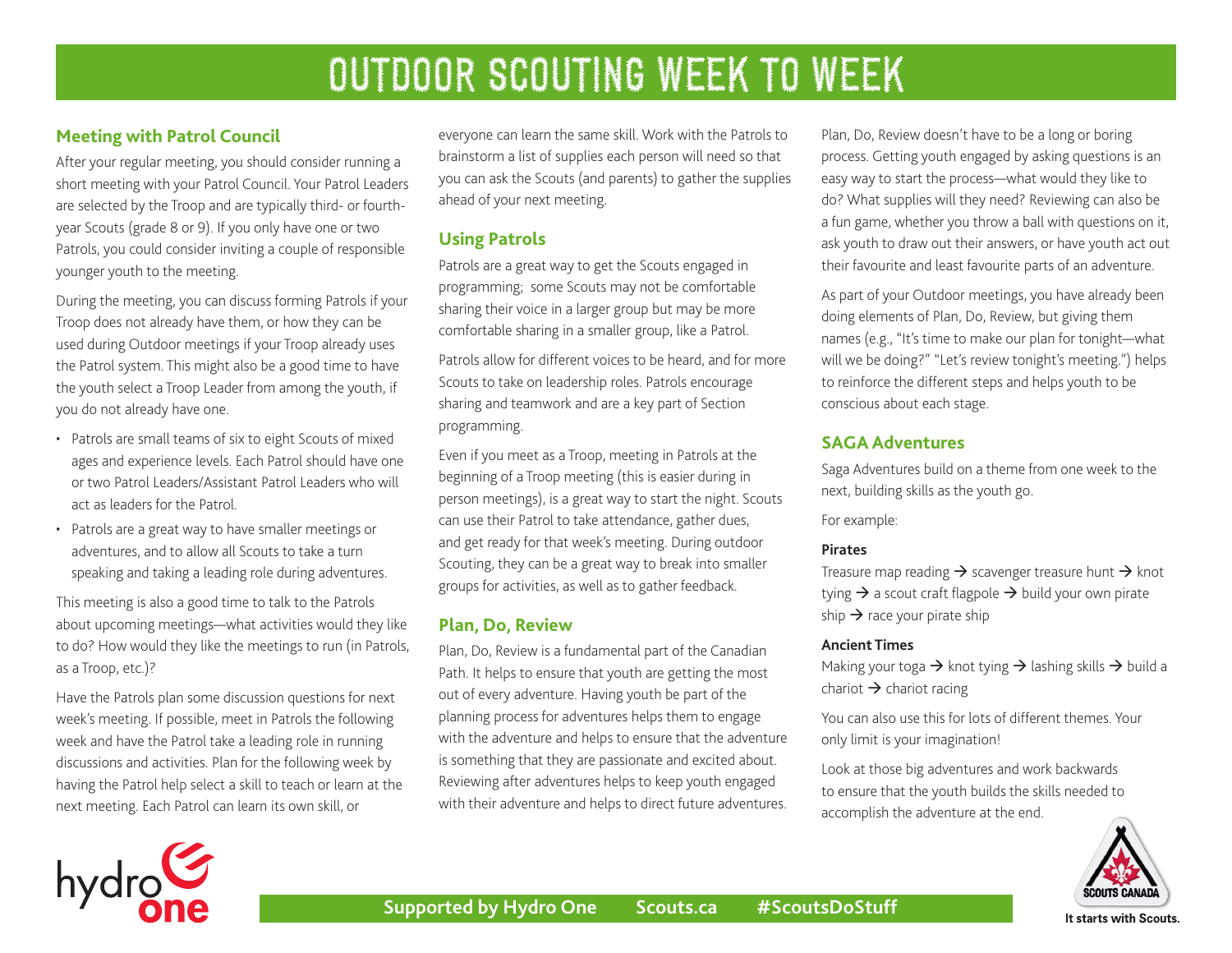# OUTDOOR SCOUTING WEEK TO WEEK

## Meeting with Patrol Council

After your regular meeting, you should consider running a short meeting with your Patrol Council. Your Patrol Leaders are selected by the Troop and are typically third- or fourth-year Scouts (grade 8 or 9). If you only have one or two Patrols, you could consider inviting a couple of responsible younger youth to the meeting.

During the meeting, you can discuss forming Patrols if your Troop does not already have them, or how they can be used during Outdoor meetings if your Troop already uses the Patrol system. This might also be a good time to have the youth select a Troop Leader from among the youth, if you do not already have one.

- Patrols are small teams of six to eight Scouts of mixed ages and experience levels. Each Patrol should have one or two Patrol Leaders/Assistant Patrol Leaders who will act as leaders for the Patrol.
- Patrols are a great way to have smaller meetings or adventures, and to allow all Scouts to take a turn speaking and taking a leading role during adventures.

This meeting is also a good time to talk to the Patrols about upcoming meetings—what activities would they like to do? How would they like the meetings to run (in Patrols, as a Troop, etc.)?

Have the Patrols plan some discussion questions for next week's meeting. If possible, meet in Patrols the following week and have the Patrol take a leading role in running discussions and activities. Plan for the following week by having the Patrol help select a skill to teach or learn at the next meeting. Each Patrol can learn its own skill, or everyone can learn the same skill. Work with the Patrols to brainstorm a list of supplies each person will need so that you can ask the Scouts (and parents) to gather the supplies ahead of your next meeting.

## Using Patrols

Patrols are a great way to get the Scouts engaged in programming; some Scouts may not be comfortable sharing their voice in a larger group but may be more comfortable sharing in a smaller group, like a Patrol.

Patrols allow for different voices to be heard, and for more Scouts to take on leadership roles. Patrols encourage sharing and teamwork and are a key part of Section programming.

Even if you meet as a Troop, meeting in Patrols at the beginning of a Troop meeting (this is easier during in person meetings), is a great way to start the night. Scouts can use their Patrol to take attendance, gather dues, and get ready for that week's meeting. During outdoor Scouting, they can be a great way to break into smaller groups for activities, as well as to gather feedback.

## Plan, Do, Review

Plan, Do, Review is a fundamental part of the Canadian Path. It helps to ensure that youth are getting the most out of every adventure. Having youth be part of the planning process for adventures helps them to engage with the adventure and helps to ensure that the adventure is something that they are passionate and excited about. Reviewing after adventures helps to keep youth engaged with their adventure and helps to direct future adventures.

Plan, Do, Review doesn't have to be a long or boring process. Getting youth engaged by asking questions is an easy way to start the process—what would they like to do? What supplies will they need? Reviewing can also be a fun game, whether you throw a ball with questions on it, ask youth to draw out their answers, or have youth act out their favourite and least favourite parts of an adventure.

As part of your Outdoor meetings, you have already been doing elements of Plan, Do, Review, but giving them names (e.g., "It's time to make our plan for tonight—what will we be doing?" "Let's review tonight's meeting.") helps to reinforce the different steps and helps youth to be conscious about each stage.

## SAGA Adventures

Saga Adventures build on a theme from one week to the next, building skills as the youth go.

For example:

**Pirates**

Treasure map reading → scavenger treasure hunt → knot tying → a scout craft flagpole → build your own pirate ship → race your pirate ship

**Ancient Times**

Making your toga → knot tying → lashing skills → build a chariot → chariot racing

You can also use this for lots of different themes. Your only limit is your imagination!

Look at those big adventures and work backwards to ensure that the youth builds the skills needed to accomplish the adventure at the end.

Supported by Hydro One Scouts.ca #ScoutsDoStuff

It starts with Scouts.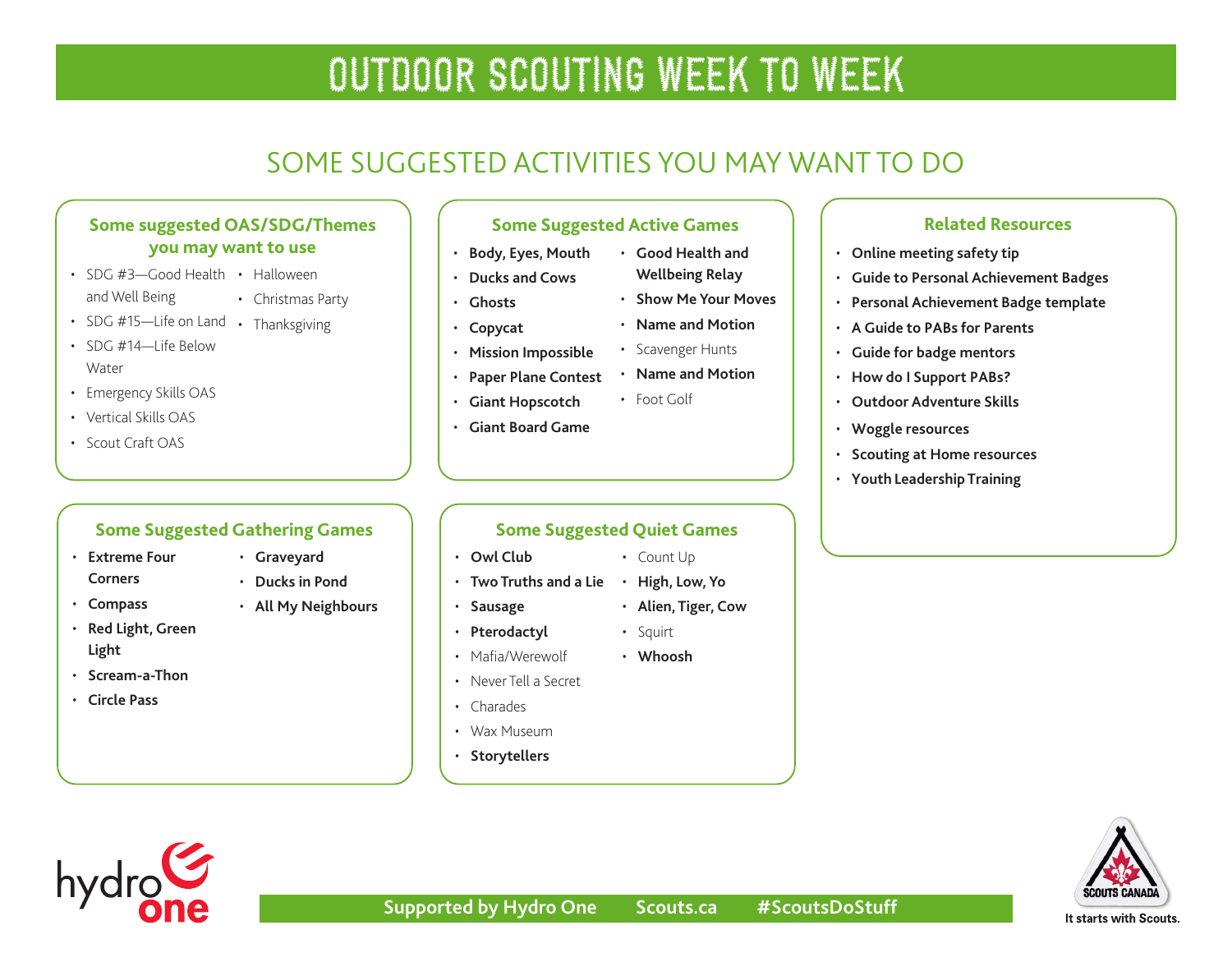# OUTDOOR SCOUTING WEEK TO WEEK

## SOME SUGGESTED ACTIVITIES YOU MAY WANT TO DO

### Some suggested OAS/SDG/Themes you may want to use

- SDG #3—Good Health and Well Being
- SDG #15—Life on Land
- SDG #14—Life Below Water
- Emergency Skills OAS
- Vertical Skills OAS
- Scout Craft OAS
- Halloween
- Christmas Party
- Thanksgiving

### Some Suggested Active Games

- **Body, Eyes, Mouth**
- **Ducks and Cows**
- **Ghosts**
- **Copycat**
- **Mission Impossible**
- **Paper Plane Contest**
- **Giant Hopscotch**
- **Giant Board Game**
- **Good Health and Wellbeing Relay**
- **Show Me Your Moves**
- **Name and Motion**
- Scavenger Hunts
- **Name and Motion**
- Foot Golf

### Related Resources

- **Online meeting safety tip**
- **Guide to Personal Achievement Badges**
- **Personal Achievement Badge template**
- **A Guide to PABs for Parents**
- **Guide for badge mentors**
- **How do I Support PABs?**
- **Outdoor Adventure Skills**
- **Woggle resources**
- **Scouting at Home resources**
- **Youth Leadership Training**

### Some Suggested Gathering Games

- **Extreme Four Corners**
- **Compass**
- **Red Light, Green Light**
- **Scream-a-Thon**
- **Circle Pass**
- **Graveyard**
- **Ducks in Pond**
- **All My Neighbours**

### Some Suggested Quiet Games

- **Owl Club**
- **Two Truths and a Lie**
- **Sausage**
- **Pterodactyl**
- Mafia/Werewolf
- Never Tell a Secret
- Charades
- Wax Museum
- **Storytellers**
- Count Up
- **High, Low, Yo**
- **Alien, Tiger, Cow**
- Squirt
- **Whoosh**

hydro one

**Supported by Hydro One Scouts.ca #ScoutsDoStuff**

SCOUTS CANADA
It starts with Scouts.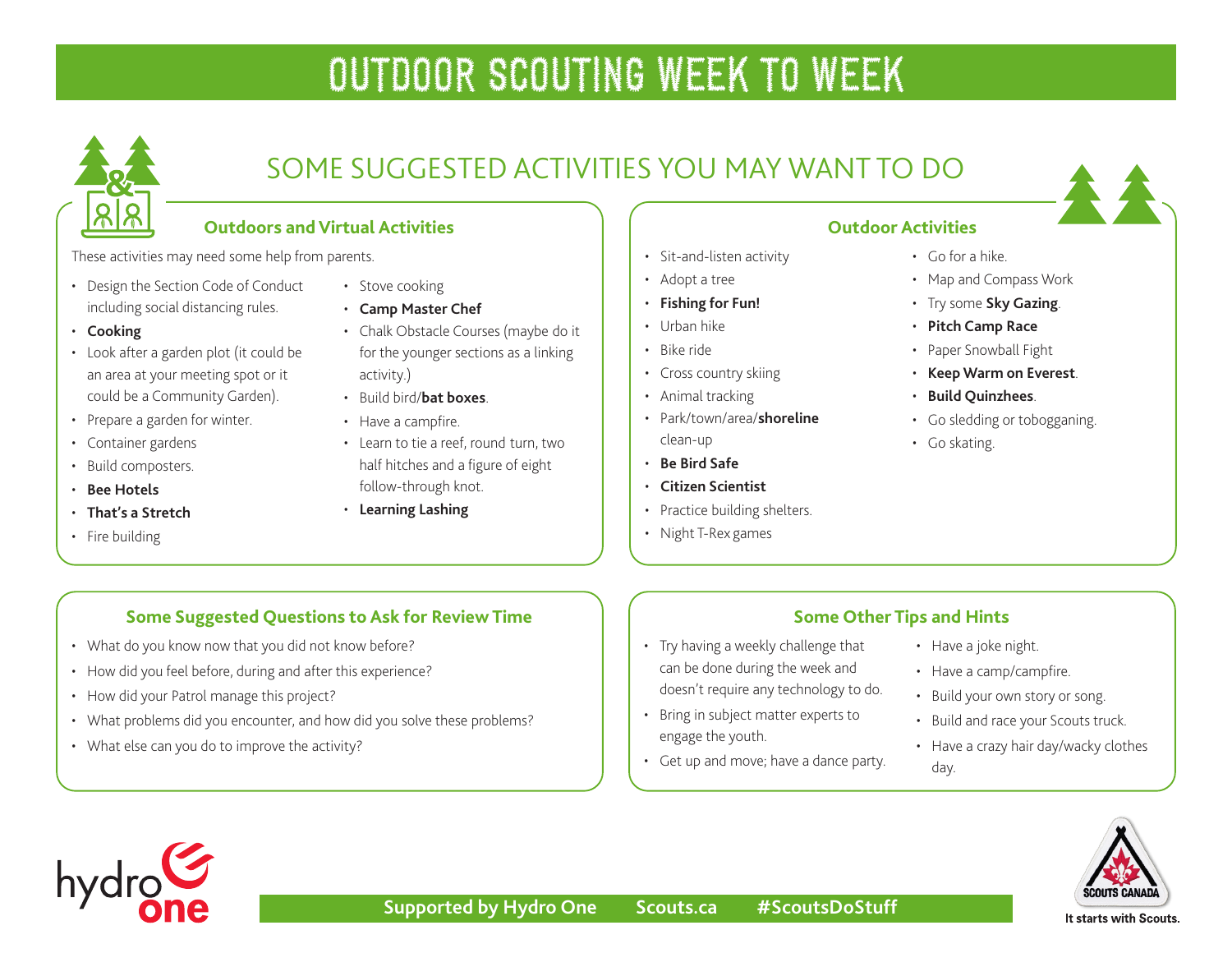# OUTDOOR SCOUTING WEEK TO WEEK

## SOME SUGGESTED ACTIVITIES YOU MAY WANT TO DO

### Outdoors and Virtual Activities

These activities may need some help from parents.

- Design the Section Code of Conduct including social distancing rules.
- **Cooking**
- Look after a garden plot (it could be an area at your meeting spot or it could be a Community Garden).
- Prepare a garden for winter.
- Container gardens
- Build composters.
- **Bee Hotels**
- **That's a Stretch**
- Fire building
- Stove cooking
- **Camp Master Chef**
- Chalk Obstacle Courses (maybe do it for the younger sections as a linking activity.)
- Build bird/**bat boxes**.
- Have a campfire.
- Learn to tie a reef, round turn, two half hitches and a figure of eight follow-through knot.
- **Learning Lashing**

### Outdoor Activities

- Sit-and-listen activity
- Adopt a tree
- **Fishing for Fun!**
- Urban hike
- Bike ride
- Cross country skiing
- Animal tracking
- Park/town/area/**shoreline** clean-up
- **Be Bird Safe**
- **Citizen Scientist**
- Practice building shelters.
- Night T-Rex games
- Go for a hike.
- Map and Compass Work
- Try some **Sky Gazing**.
- **Pitch Camp Race**
- Paper Snowball Fight
- **Keep Warm on Everest**.
- **Build Quinzhees**.
- Go sledding or tobogganing.
- Go skating.

### Some Suggested Questions to Ask for Review Time

- What do you know now that you did not know before?
- How did you feel before, during and after this experience?
- How did your Patrol manage this project?
- What problems did you encounter, and how did you solve these problems?
- What else can you do to improve the activity?

### Some Other Tips and Hints

- Try having a weekly challenge that can be done during the week and doesn't require any technology to do.
- Bring in subject matter experts to engage the youth.
- Get up and move; have a dance party.
- Have a joke night.
- Have a camp/campfire.
- Build your own story or song.
- Build and race your Scouts truck.
- Have a crazy hair day/wacky clothes day.

**Supported by Hydro One** **Scouts.ca** **#ScoutsDoStuff**

It starts with Scouts.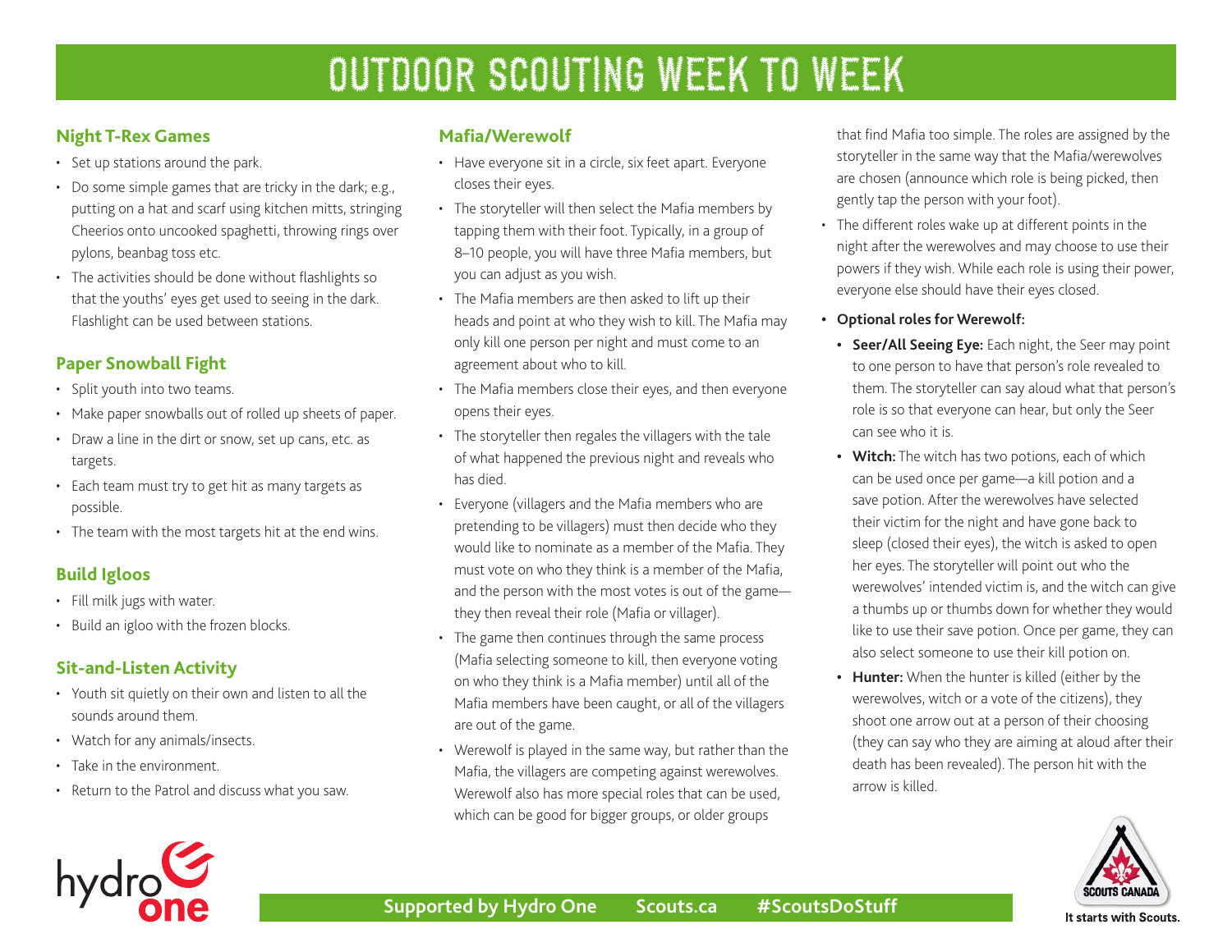# OUTDOOR SCOUTING WEEK TO WEEK

## Night T-Rex Games

- Set up stations around the park.
- Do some simple games that are tricky in the dark; e.g., putting on a hat and scarf using kitchen mitts, stringing Cheerios onto uncooked spaghetti, throwing rings over pylons, beanbag toss etc.
- The activities should be done without flashlights so that the youths' eyes get used to seeing in the dark. Flashlight can be used between stations.

## Paper Snowball Fight

- Split youth into two teams.
- Make paper snowballs out of rolled up sheets of paper.
- Draw a line in the dirt or snow, set up cans, etc. as targets.
- Each team must try to get as many targets as possible.
- The team with the most targets hit at the end wins.

## Build Igloos

- Fill milk jugs with water.
- Build an igloo with the frozen blocks.

## Sit-and-Listen Activity

- Youth sit quietly on their own and listen to all the sounds around them.
- Watch for any animals/insects.
- Take in the environment.
- Return to the Patrol and discuss what you saw.

## Mafia/Werewolf

- Have everyone sit in a circle, six feet apart. Everyone closes their eyes.
- The storyteller will then select the Mafia members by tapping them with their foot. Typically, in a group of 8–10 people, you will have three Mafia members, but you can adjust as you wish.
- The Mafia members are then asked to lift up their heads and point at who they wish to kill. The Mafia may only kill one person per night and must come to an agreement about who to kill.
- The Mafia members close their eyes, and then everyone opens their eyes.
- The storyteller then regales the villagers with the tale of what happened the previous night and reveals who has died.
- Everyone (villagers and the Mafia members who are pretending to be villagers) must then decide who they would like to nominate as a member of the Mafia. They must vote on who they think is a member of the Mafia, and the person with the most votes is out of the game—they then reveal their role (Mafia or villager).
- The game then continues through the same process (Mafia selecting someone to kill, then everyone voting on who they think is a Mafia member) until all of the Mafia members have been caught, or all of the villagers are out of the game.
- Werewolf is played in the same way, but rather than the Mafia, the villagers are competing against werewolves. Werewolf also has more special roles that can be used, which can be good for bigger groups, or older groups that find Mafia too simple. The roles are assigned by the storyteller in the same way that the Mafia/werewolves are chosen (announce which role is being picked, then gently tap the person with your foot).
- The different roles wake up at different points in the night after the werewolves and may choose to use their powers if they wish. While each role is using their power, everyone else should have their eyes closed.
- **Optional roles for Werewolf:**
  - **Seer/All Seeing Eye:** Each night, the Seer may point to one person to have that person's role revealed to them. The storyteller can say aloud what that person's role is so that everyone can hear, but only the Seer can see who it is.
  - **Witch:** The witch has two potions, each of which can be used once per game—a kill potion and a save potion. After the werewolves have selected their victim for the night and have gone back to sleep (closed their eyes), the witch is asked to open her eyes. The storyteller will point out who the werewolves' intended victim is, and the witch can give a thumbs up or thumbs down for whether they would like to use their save potion. Once per game, they can also select someone to use their kill potion on.
  - **Hunter:** When the hunter is killed (either by the werewolves, witch or a vote of the citizens), they shoot one arrow out at a person of their choosing (they can say who they are aiming at aloud after their death has been revealed). The person hit with the arrow is killed.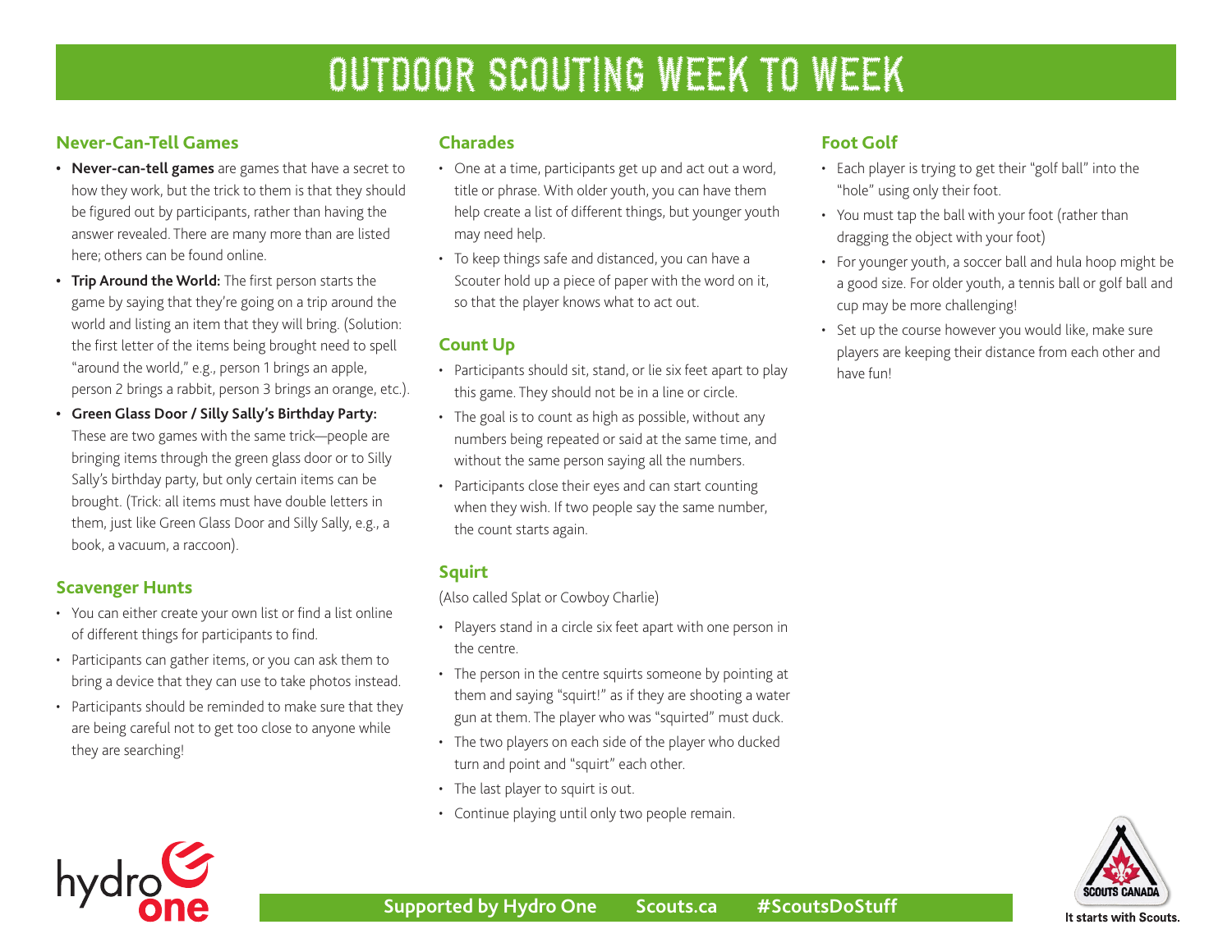# OUTDOOR SCOUTING WEEK TO WEEK

## Never-Can-Tell Games

- **Never-can-tell games** are games that have a secret to how they work, but the trick to them is that they should be figured out by participants, rather than having the answer revealed. There are many more than are listed here; others can be found online.
- **Trip Around the World:** The first person starts the game by saying that they're going on a trip around the world and listing an item that they will bring. (Solution: the first letter of the items being brought need to spell "around the world," e.g., person 1 brings an apple, person 2 brings a rabbit, person 3 brings an orange, etc.).
- **Green Glass Door / Silly Sally's Birthday Party:** These are two games with the same trick—people are bringing items through the green glass door or to Silly Sally's birthday party, but only certain items can be brought. (Trick: all items must have double letters in them, just like Green Glass Door and Silly Sally, e.g., a book, a vacuum, a raccoon).

## Scavenger Hunts

- You can either create your own list or find a list online of different things for participants to find.
- Participants can gather items, or you can ask them to bring a device that they can use to take photos instead.
- Participants should be reminded to make sure that they are being careful not to get too close to anyone while they are searching!

## Charades

- One at a time, participants get up and act out a word, title or phrase. With older youth, you can have them help create a list of different things, but younger youth may need help.
- To keep things safe and distanced, you can have a Scouter hold up a piece of paper with the word on it, so that the player knows what to act out.

## Count Up

- Participants should sit, stand, or lie six feet apart to play this game. They should not be in a line or circle.
- The goal is to count as high as possible, without any numbers being repeated or said at the same time, and without the same person saying all the numbers.
- Participants close their eyes and can start counting when they wish. If two people say the same number, the count starts again.

## Squirt

(Also called Splat or Cowboy Charlie)

- Players stand in a circle six feet apart with one person in the centre.
- The person in the centre squirts someone by pointing at them and saying "squirt!" as if they are shooting a water gun at them. The player who was "squirted" must duck.
- The two players on each side of the player who ducked turn and point and "squirt" each other.
- The last player to squirt is out.
- Continue playing until only two people remain.

## Foot Golf

- Each player is trying to get their "golf ball" into the "hole" using only their foot.
- You must tap the ball with your foot (rather than dragging the object with your foot)
- For younger youth, a soccer ball and hula hoop might be a good size. For older youth, a tennis ball or golf ball and cup may be more challenging!
- Set up the course however you would like, make sure players are keeping their distance from each other and have fun!

Supported by Hydro One Scouts.ca #ScoutsDoStuff